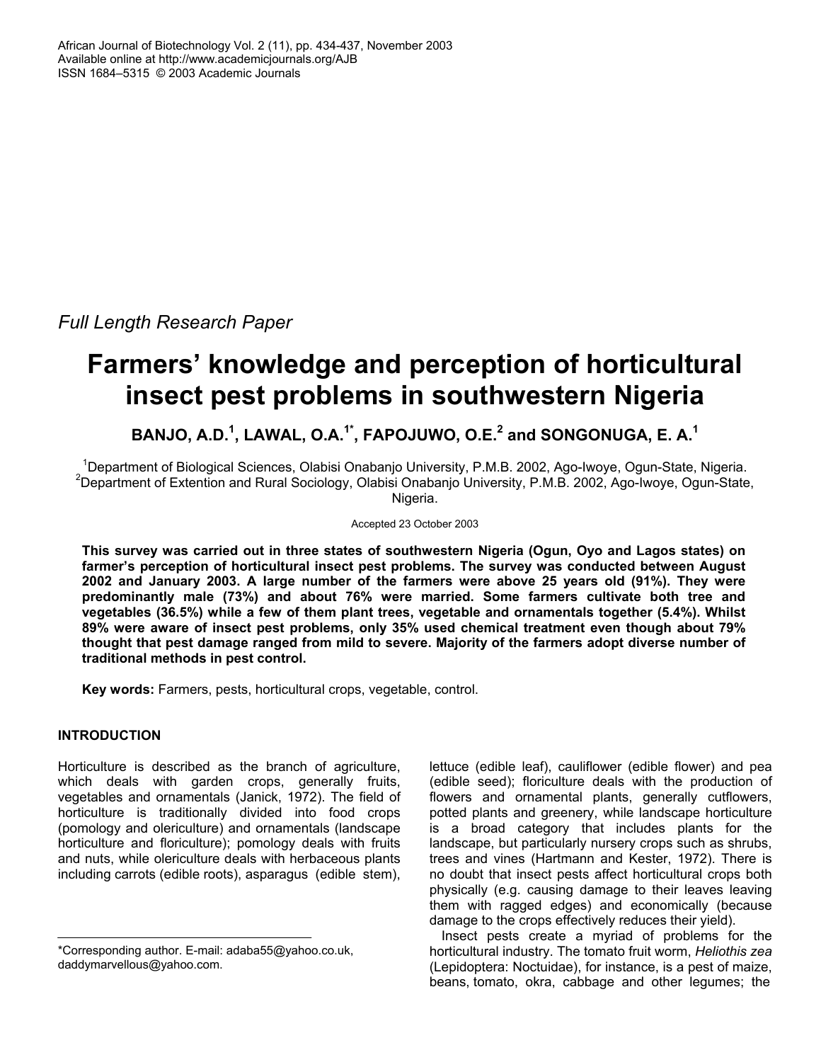*Full Length Research Paper*

# Farmers' knowledge and perception of horticultural insect pest problems in southwestern Nigeria

**BANJO, A.D.[1], LAWAL, O.A.[1*], FAPOJUWO, O.E.[2] and SONGONUGA, E. A.[1]**

[1]Department of Biological Sciences, Olabisi Onabanjo University, P.M.B. 2002, Ago-Iwoye, Ogun-State, Nigeria.
[2]Department of Extention and Rural Sociology, Olabisi Onabanjo University, P.M.B. 2002, Ago-Iwoye, Ogun-State, Nigeria.

Accepted 23 October 2003

**This survey was carried out in three states of southwestern Nigeria (Ogun, Oyo and Lagos states) on farmer's perception of horticultural insect pest problems. The survey was conducted between August 2002 and January 2003. A large number of the farmers were above 25 years old (91%). They were predominantly male (73%) and about 76% were married. Some farmers cultivate both tree and vegetables (36.5%) while a few of them plant trees, vegetable and ornamentals together (5.4%). Whilst 89% were aware of insect pest problems, only 35% used chemical treatment even though about 79% thought that pest damage ranged from mild to severe. Majority of the farmers adopt diverse number of traditional methods in pest control.**

**Key words:** Farmers, pests, horticultural crops, vegetable, control.

## INTRODUCTION

Horticulture is described as the branch of agriculture, which deals with garden crops, generally fruits, vegetables and ornamentals (Janick, 1972). The field of horticulture is traditionally divided into food crops (pomology and olericulture) and ornamentals (landscape horticulture and floriculture); pomology deals with fruits and nuts, while olericulture deals with herbaceous plants including carrots (edible roots), asparagus (edible stem), lettuce (edible leaf), cauliflower (edible flower) and pea (edible seed); floriculture deals with the production of flowers and ornamental plants, generally cutflowers, potted plants and greenery, while landscape horticulture is a broad category that includes plants for the landscape, but particularly nursery crops such as shrubs, trees and vines (Hartmann and Kester, 1972). There is no doubt that insect pests affect horticultural crops both physically (e.g. causing damage to their leaves leaving them with ragged edges) and economically (because damage to the crops effectively reduces their yield).

Insect pests create a myriad of problems for the horticultural industry. The tomato fruit worm, *Heliothis zea* (Lepidoptera: Noctuidae), for instance, is a pest of maize, beans, tomato, okra, cabbage and other legumes; the

*Corresponding author. E-mail: adaba55@yahoo.co.uk, daddymarvellous@yahoo.com.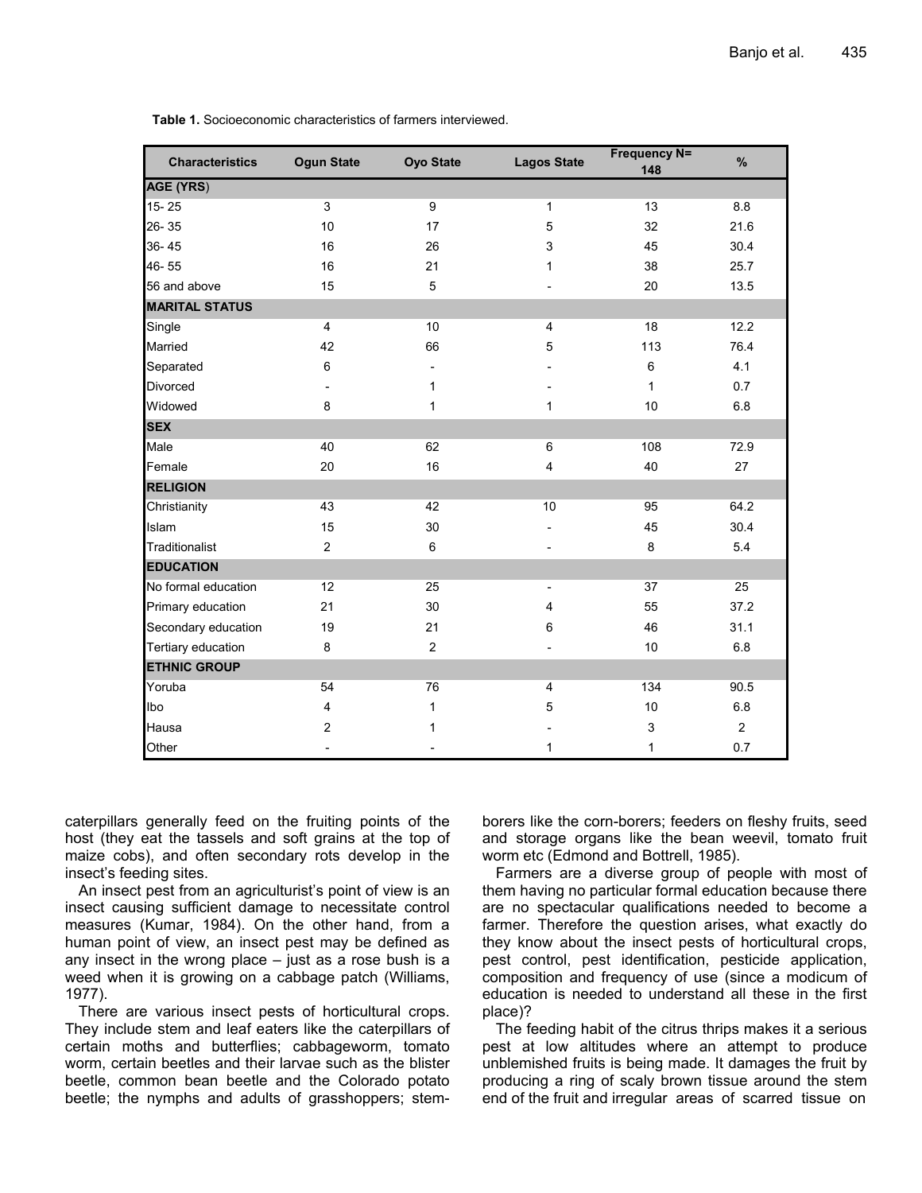**Table 1.** Socioeconomic characteristics of farmers interviewed.

| Characteristics | Ogun State | Oyo State | Lagos State | Frequency N= 148 | % |
|---|---|---|---|---|---|
| **AGE (YRS)** | | | | | |
| 15- 25 | 3 | 9 | 1 | 13 | 8.8 |
| 26- 35 | 10 | 17 | 5 | 32 | 21.6 |
| 36- 45 | 16 | 26 | 3 | 45 | 30.4 |
| 46- 55 | 16 | 21 | 1 | 38 | 25.7 |
| 56 and above | 15 | 5 | - | 20 | 13.5 |
| **MARITAL STATUS** | | | | | |
| Single | 4 | 10 | 4 | 18 | 12.2 |
| Married | 42 | 66 | 5 | 113 | 76.4 |
| Separated | 6 | - | - | 6 | 4.1 |
| Divorced | - | 1 | - | 1 | 0.7 |
| Widowed | 8 | 1 | 1 | 10 | 6.8 |
| **SEX** | | | | | |
| Male | 40 | 62 | 6 | 108 | 72.9 |
| Female | 20 | 16 | 4 | 40 | 27 |
| **RELIGION** | | | | | |
| Christianity | 43 | 42 | 10 | 95 | 64.2 |
| Islam | 15 | 30 | - | 45 | 30.4 |
| Traditionalist | 2 | 6 | - | 8 | 5.4 |
| **EDUCATION** | | | | | |
| No formal education | 12 | 25 | - | 37 | 25 |
| Primary education | 21 | 30 | 4 | 55 | 37.2 |
| Secondary education | 19 | 21 | 6 | 46 | 31.1 |
| Tertiary education | 8 | 2 | - | 10 | 6.8 |
| **ETHNIC GROUP** | | | | | |
| Yoruba | 54 | 76 | 4 | 134 | 90.5 |
| Ibo | 4 | 1 | 5 | 10 | 6.8 |
| Hausa | 2 | 1 | - | 3 | 2 |
| Other | - | - | 1 | 1 | 0.7 |

caterpillars generally feed on the fruiting points of the host (they eat the tassels and soft grains at the top of maize cobs), and often secondary rots develop in the insect's feeding sites.

An insect pest from an agriculturist's point of view is an insect causing sufficient damage to necessitate control measures (Kumar, 1984). On the other hand, from a human point of view, an insect pest may be defined as any insect in the wrong place – just as a rose bush is a weed when it is growing on a cabbage patch (Williams, 1977).

There are various insect pests of horticultural crops. They include stem and leaf eaters like the caterpillars of certain moths and butterflies; cabbageworm, tomato worm, certain beetles and their larvae such as the blister beetle, common bean beetle and the Colorado potato beetle; the nymphs and adults of grasshoppers; stem-borers like the corn-borers; feeders on fleshy fruits, seed and storage organs like the bean weevil, tomato fruit worm etc (Edmond and Bottrell, 1985).

Farmers are a diverse group of people with most of them having no particular formal education because there are no spectacular qualifications needed to become a farmer. Therefore the question arises, what exactly do they know about the insect pests of horticultural crops, pest control, pest identification, pesticide application, composition and frequency of use (since a modicum of education is needed to understand all these in the first place)?

The feeding habit of the citrus thrips makes it a serious pest at low altitudes where an attempt to produce unblemished fruits is being made. It damages the fruit by producing a ring of scaly brown tissue around the stem end of the fruit and irregular areas of scarred tissue on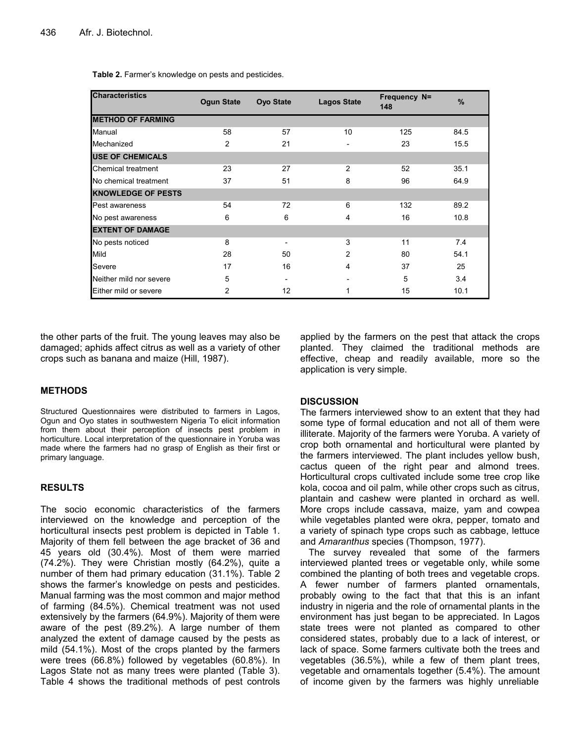**Table 2.** Farmer's knowledge on pests and pesticides.

| Characteristics | Ogun State | Oyo State | Lagos State | Frequency N= 148 | % |
|---|---|---|---|---|---|
| **METHOD OF FARMING** | | | | | |
| Manual | 58 | 57 | 10 | 125 | 84.5 |
| Mechanized | 2 | 21 | - | 23 | 15.5 |
| **USE OF CHEMICALS** | | | | | |
| Chemical treatment | 23 | 27 | 2 | 52 | 35.1 |
| No chemical treatment | 37 | 51 | 8 | 96 | 64.9 |
| **KNOWLEDGE OF PESTS** | | | | | |
| Pest awareness | 54 | 72 | 6 | 132 | 89.2 |
| No pest awareness | 6 | 6 | 4 | 16 | 10.8 |
| **EXTENT OF DAMAGE** | | | | | |
| No pests noticed | 8 | - | 3 | 11 | 7.4 |
| Mild | 28 | 50 | 2 | 80 | 54.1 |
| Severe | 17 | 16 | 4 | 37 | 25 |
| Neither mild nor severe | 5 | - | - | 5 | 3.4 |
| Either mild or severe | 2 | 12 | 1 | 15 | 10.1 |

the other parts of the fruit. The young leaves may also be damaged; aphids affect citrus as well as a variety of other crops such as banana and maize (Hill, 1987).

## METHODS

Structured Questionnaires were distributed to farmers in Lagos, Ogun and Oyo states in southwestern Nigeria To elicit information from them about their perception of insects pest problem in horticulture. Local interpretation of the questionnaire in Yoruba was made where the farmers had no grasp of English as their first or primary language.

## RESULTS

The socio economic characteristics of the farmers interviewed on the knowledge and perception of the horticultural insects pest problem is depicted in Table 1. Majority of them fell between the age bracket of 36 and 45 years old (30.4%). Most of them were married (74.2%). They were Christian mostly (64.2%), quite a number of them had primary education (31.1%). Table 2 shows the farmer's knowledge on pests and pesticides. Manual farming was the most common and major method of farming (84.5%). Chemical treatment was not used extensively by the farmers (64.9%). Majority of them were aware of the pest (89.2%). A large number of them analyzed the extent of damage caused by the pests as mild (54.1%). Most of the crops planted by the farmers were trees (66.8%) followed by vegetables (60.8%). In Lagos State not as many trees were planted (Table 3). Table 4 shows the traditional methods of pest controls applied by the farmers on the pest that attack the crops planted. They claimed the traditional methods are effective, cheap and readily available, more so the application is very simple.

## DISCUSSION

The farmers interviewed show to an extent that they had some type of formal education and not all of them were illiterate. Majority of the farmers were Yoruba. A variety of crop both ornamental and horticultural were planted by the farmers interviewed. The plant includes yellow bush, cactus queen of the right pear and almond trees. Horticultural crops cultivated include some tree crop like kola, cocoa and oil palm, while other crops such as citrus, plantain and cashew were planted in orchard as well. More crops include cassava, maize, yam and cowpea while vegetables planted were okra, pepper, tomato and a variety of spinach type crops such as cabbage, lettuce and *Amaranthus* species (Thompson, 1977).

The survey revealed that some of the farmers interviewed planted trees or vegetable only, while some combined the planting of both trees and vegetable crops. A fewer number of farmers planted ornamentals, probably owing to the fact that that this is an infant industry in nigeria and the role of ornamental plants in the environment has just began to be appreciated. In Lagos state trees were not planted as compared to other considered states, probably due to a lack of interest, or lack of space. Some farmers cultivate both the trees and vegetables (36.5%), while a few of them plant trees, vegetable and ornamentals together (5.4%). The amount of income given by the farmers was highly unreliable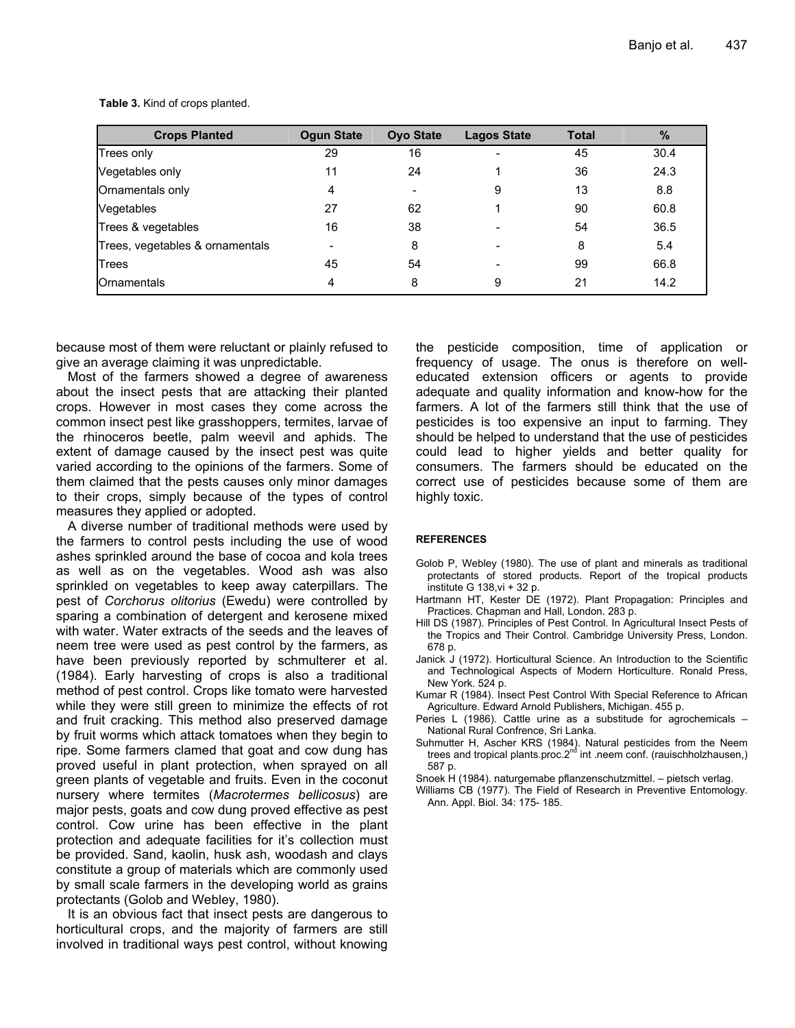**Table 3.** Kind of crops planted.

| Crops Planted | Ogun State | Oyo State | Lagos State | Total | % |
|---|---|---|---|---|---|
| Trees only | 29 | 16 | - | 45 | 30.4 |
| Vegetables only | 11 | 24 | 1 | 36 | 24.3 |
| Ornamentals only | 4 | - | 9 | 13 | 8.8 |
| Vegetables | 27 | 62 | 1 | 90 | 60.8 |
| Trees & vegetables | 16 | 38 | - | 54 | 36.5 |
| Trees, vegetables & ornamentals | - | 8 | - | 8 | 5.4 |
| Trees | 45 | 54 | - | 99 | 66.8 |
| Ornamentals | 4 | 8 | 9 | 21 | 14.2 |

because most of them were reluctant or plainly refused to give an average claiming it was unpredictable.

Most of the farmers showed a degree of awareness about the insect pests that are attacking their planted crops. However in most cases they come across the common insect pest like grasshoppers, termites, larvae of the rhinoceros beetle, palm weevil and aphids. The extent of damage caused by the insect pest was quite varied according to the opinions of the farmers. Some of them claimed that the pests causes only minor damages to their crops, simply because of the types of control measures they applied or adopted.

A diverse number of traditional methods were used by the farmers to control pests including the use of wood ashes sprinkled around the base of cocoa and kola trees as well as on the vegetables. Wood ash was also sprinkled on vegetables to keep away caterpillars. The pest of *Corchorus olitorius* (Ewedu) were controlled by sparing a combination of detergent and kerosene mixed with water. Water extracts of the seeds and the leaves of neem tree were used as pest control by the farmers, as have been previously reported by schmulterer et al. (1984). Early harvesting of crops is also a traditional method of pest control. Crops like tomato were harvested while they were still green to minimize the effects of rot and fruit cracking. This method also preserved damage by fruit worms which attack tomatoes when they begin to ripe. Some farmers clamed that goat and cow dung has proved useful in plant protection, when sprayed on all green plants of vegetable and fruits. Even in the coconut nursery where termites (*Macrotermes bellicosus*) are major pests, goats and cow dung proved effective as pest control. Cow urine has been effective in the plant protection and adequate facilities for it's collection must be provided. Sand, kaolin, husk ash, woodash and clays constitute a group of materials which are commonly used by small scale farmers in the developing world as grains protectants (Golob and Webley, 1980).

It is an obvious fact that insect pests are dangerous to horticultural crops, and the majority of farmers are still involved in traditional ways pest control, without knowing the pesticide composition, time of application or frequency of usage. The onus is therefore on well-educated extension officers or agents to provide adequate and quality information and know-how for the farmers. A lot of the farmers still think that the use of pesticides is too expensive an input to farming. They should be helped to understand that the use of pesticides could lead to higher yields and better quality for consumers. The farmers should be educated on the correct use of pesticides because some of them are highly toxic.

## REFERENCES

Golob P, Webley (1980). The use of plant and minerals as traditional protectants of stored products. Report of the tropical products institute G 138,vi + 32 p.

Hartmann HT, Kester DE (1972). Plant Propagation: Principles and Practices. Chapman and Hall, London. 283 p.

Hill DS (1987). Principles of Pest Control. In Agricultural Insect Pests of the Tropics and Their Control. Cambridge University Press, London. 678 p.

Janick J (1972). Horticultural Science. An Introduction to the Scientific and Technological Aspects of Modern Horticulture. Ronald Press, New York. 524 p.

Kumar R (1984). Insect Pest Control With Special Reference to African Agriculture. Edward Arnold Publishers, Michigan. 455 p.

Peries L (1986). Cattle urine as a substitude for agrochemicals – National Rural Confrence, Sri Lanka.

Suhmutter H, Ascher KRS (1984). Natural pesticides from the Neem trees and tropical plants.proc.2nd int .neem conf. (rauischholzhausen,) 587 p.

Snoek H (1984). naturgemabe pflanzenschutzmittel. – pietsch verlag.

Williams CB (1977). The Field of Research in Preventive Entomology. Ann. Appl. Biol. 34: 175- 185.